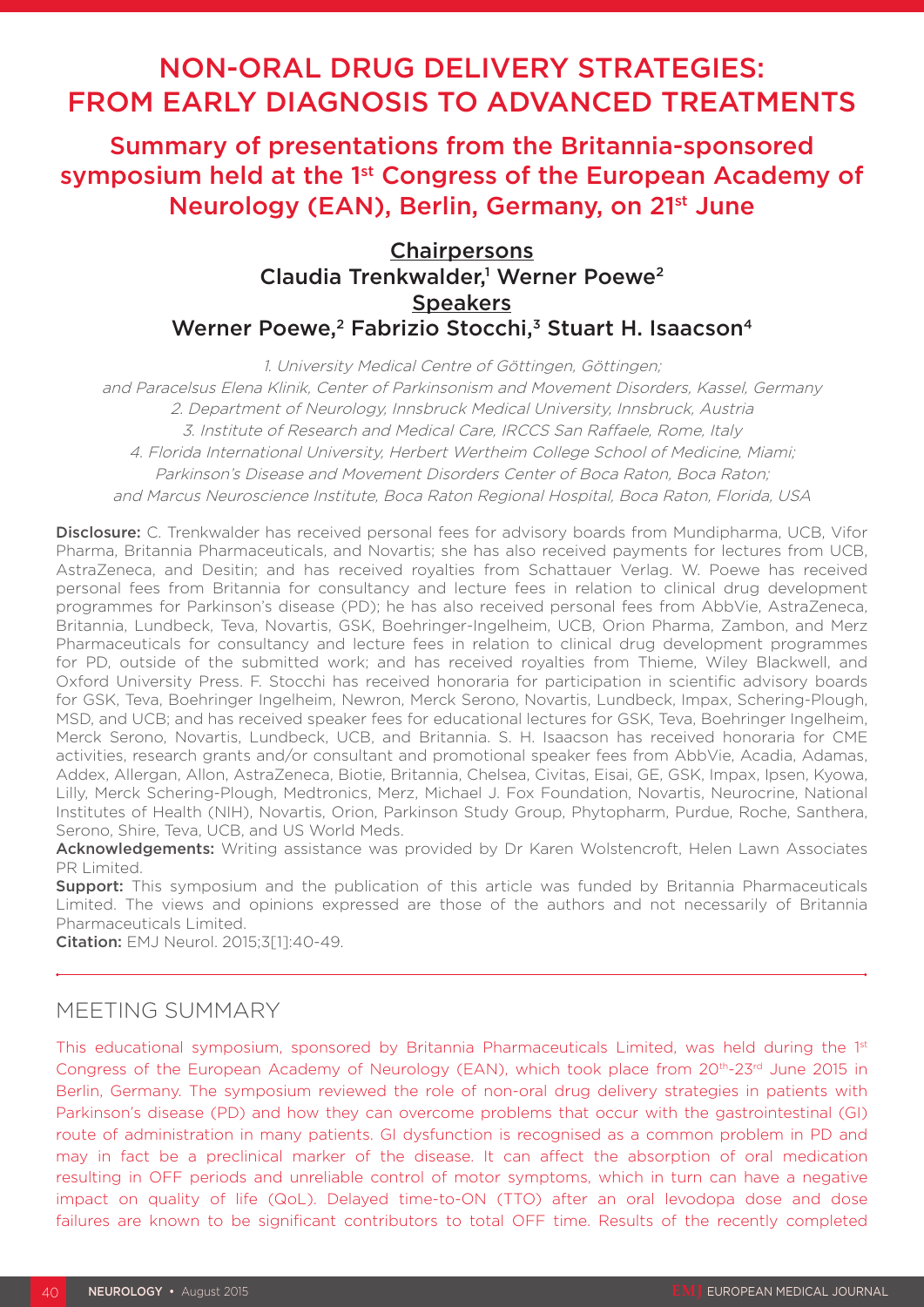# NON-ORAL DRUG DELIVERY STRATEGIES: FROM EARLY DIAGNOSIS TO ADVANCED TREATMENTS

## Summary of presentations from the Britannia-sponsored symposium held at the 1st Congress of the European Academy of Neurology (EAN), Berlin, Germany, on 21st June

**Chairpersons**

Claudia Trenkwalder,[1] Werner Poewe[2]

**Speakers**

Werner Poewe,[2] Fabrizio Stocchi,[3] Stuart H. Isaacson[4]

*1. University Medical Centre of Göttingen, Göttingen; and Paracelsus Elena Klinik, Center of Parkinsonism and Movement Disorders, Kassel, Germany*
*2. Department of Neurology, Innsbruck Medical University, Innsbruck, Austria*
*3. Institute of Research and Medical Care, IRCCS San Raffaele, Rome, Italy*
*4. Florida International University, Herbert Wertheim College School of Medicine, Miami; Parkinson's Disease and Movement Disorders Center of Boca Raton, Boca Raton; and Marcus Neuroscience Institute, Boca Raton Regional Hospital, Boca Raton, Florida, USA*

**Disclosure:** C. Trenkwalder has received personal fees for advisory boards from Mundipharma, UCB, Vifor Pharma, Britannia Pharmaceuticals, and Novartis; she has also received payments for lectures from UCB, AstraZeneca, and Desitin; and has received royalties from Schattauer Verlag. W. Poewe has received personal fees from Britannia for consultancy and lecture fees in relation to clinical drug development programmes for Parkinson's disease (PD); he has also received personal fees from AbbVie, AstraZeneca, Britannia, Lundbeck, Teva, Novartis, GSK, Boehringer-Ingelheim, UCB, Orion Pharma, Zambon, and Merz Pharmaceuticals for consultancy and lecture fees in relation to clinical drug development programmes for PD, outside of the submitted work; and has received royalties from Thieme, Wiley Blackwell, and Oxford University Press. F. Stocchi has received honoraria for participation in scientific advisory boards for GSK, Teva, Boehringer Ingelheim, Newron, Merck Serono, Novartis, Lundbeck, Impax, Schering-Plough, MSD, and UCB; and has received speaker fees for educational lectures for GSK, Teva, Boehringer Ingelheim, Merck Serono, Novartis, Lundbeck, UCB, and Britannia. S. H. Isaacson has received honoraria for CME activities, research grants and/or consultant and promotional speaker fees from AbbVie, Acadia, Adamas, Addex, Allergan, Allon, AstraZeneca, Biotie, Britannia, Chelsea, Civitas, Eisai, GE, GSK, Impax, Ipsen, Kyowa, Lilly, Merck Schering-Plough, Medtronics, Merz, Michael J. Fox Foundation, Novartis, Neurocrine, National Institutes of Health (NIH), Novartis, Orion, Parkinson Study Group, Phytopharm, Purdue, Roche, Santhera, Serono, Shire, Teva, UCB, and US World Meds.

**Acknowledgements:** Writing assistance was provided by Dr Karen Wolstencroft, Helen Lawn Associates PR Limited.

**Support:** This symposium and the publication of this article was funded by Britannia Pharmaceuticals Limited. The views and opinions expressed are those of the authors and not necessarily of Britannia Pharmaceuticals Limited.

**Citation:** EMJ Neurol. 2015;3[1]:40-49.

## MEETING SUMMARY

This educational symposium, sponsored by Britannia Pharmaceuticals Limited, was held during the 1st Congress of the European Academy of Neurology (EAN), which took place from 20th-23rd June 2015 in Berlin, Germany. The symposium reviewed the role of non-oral drug delivery strategies in patients with Parkinson's disease (PD) and how they can overcome problems that occur with the gastrointestinal (GI) route of administration in many patients. GI dysfunction is recognised as a common problem in PD and may in fact be a preclinical marker of the disease. It can affect the absorption of oral medication resulting in OFF periods and unreliable control of motor symptoms, which in turn can have a negative impact on quality of life (QoL). Delayed time-to-ON (TTO) after an oral levodopa dose and dose failures are known to be significant contributors to total OFF time. Results of the recently completed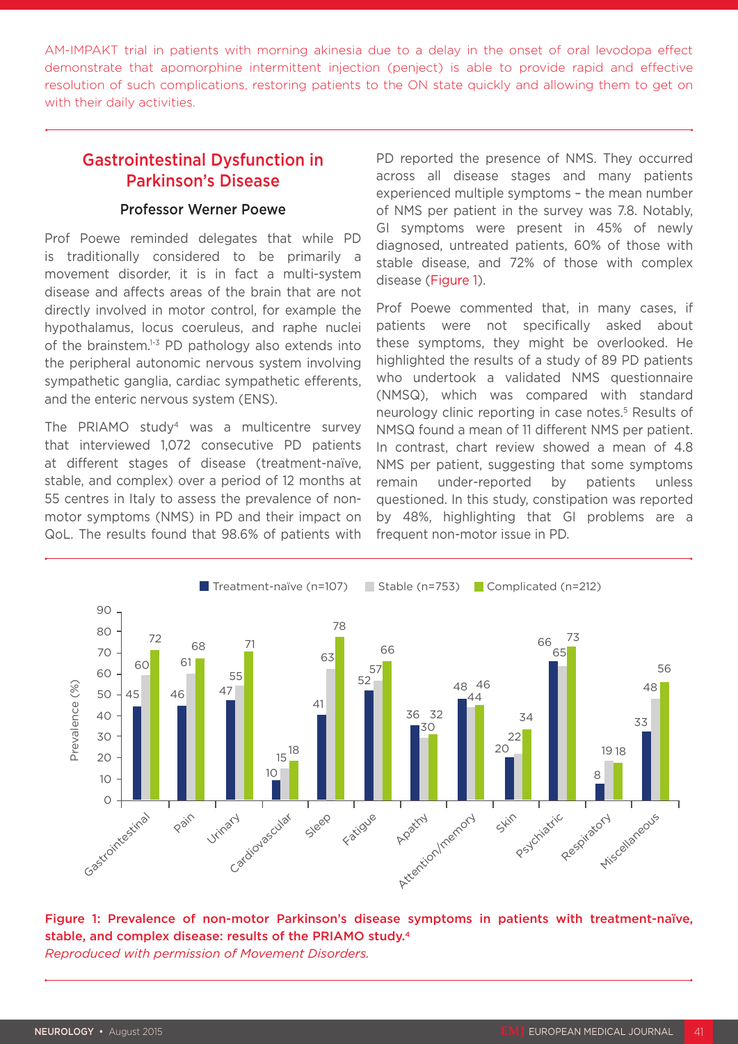AM-IMPAKT trial in patients with morning akinesia due to a delay in the onset of oral levodopa effect demonstrate that apomorphine intermittent injection (penject) is able to provide rapid and effective resolution of such complications, restoring patients to the ON state quickly and allowing them to get on with their daily activities.

## Gastrointestinal Dysfunction in Parkinson's Disease

### Professor Werner Poewe

Prof Poewe reminded delegates that while PD is traditionally considered to be primarily a movement disorder, it is in fact a multi-system disease and affects areas of the brain that are not directly involved in motor control, for example the hypothalamus, locus coeruleus, and raphe nuclei of the brainstem.[1-3] PD pathology also extends into the peripheral autonomic nervous system involving sympathetic ganglia, cardiac sympathetic efferents, and the enteric nervous system (ENS).

The PRIAMO study[4] was a multicentre survey that interviewed 1,072 consecutive PD patients at different stages of disease (treatment-naïve, stable, and complex) over a period of 12 months at 55 centres in Italy to assess the prevalence of non-motor symptoms (NMS) in PD and their impact on QoL. The results found that 98.6% of patients with PD reported the presence of NMS. They occurred across all disease stages and many patients experienced multiple symptoms – the mean number of NMS per patient in the survey was 7.8. Notably, GI symptoms were present in 45% of newly diagnosed, untreated patients, 60% of those with stable disease, and 72% of those with complex disease (Figure 1).

Prof Poewe commented that, in many cases, if patients were not specifically asked about these symptoms, they might be overlooked. He highlighted the results of a study of 89 PD patients who undertook a validated NMS questionnaire (NMSQ), which was compared with standard neurology clinic reporting in case notes.[5] Results of NMSQ found a mean of 11 different NMS per patient. In contrast, chart review showed a mean of 4.8 NMS per patient, suggesting that some symptoms remain under-reported by patients unless questioned. In this study, constipation was reported by 48%, highlighting that GI problems are a frequent non-motor issue in PD.

| Prevalence (%) | Treatment-naïve (n=107) | Stable (n=753) | Complicated (n=212) |
|---|---|---|---|
| Gastrointestinal | 45 | 60 | 72 |
| Pain | 46 | 61 | 68 |
| Urinary | 47 | 55 | 71 |
| Cardiovascular | 10 | 15 | 18 |
| Sleep | 41 | 63 | 78 |
| Fatigue | 52 | 57 | 66 |
| Apathy | 36 | 30 | 32 |
| Attention/memory | 48 | 44 | 46 |
| Skin | 20 | 22 | 34 |
| Psychiatric | 66 | 65 | 73 |
| Respiratory | 8 | 19 | 18 |
| Miscellaneous | 33 | 48 | 56 |

**Figure 1: Prevalence of non-motor Parkinson's disease symptoms in patients with treatment-naïve, stable, and complex disease: results of the PRIAMO study.[4]**
*Reproduced with permission of Movement Disorders.*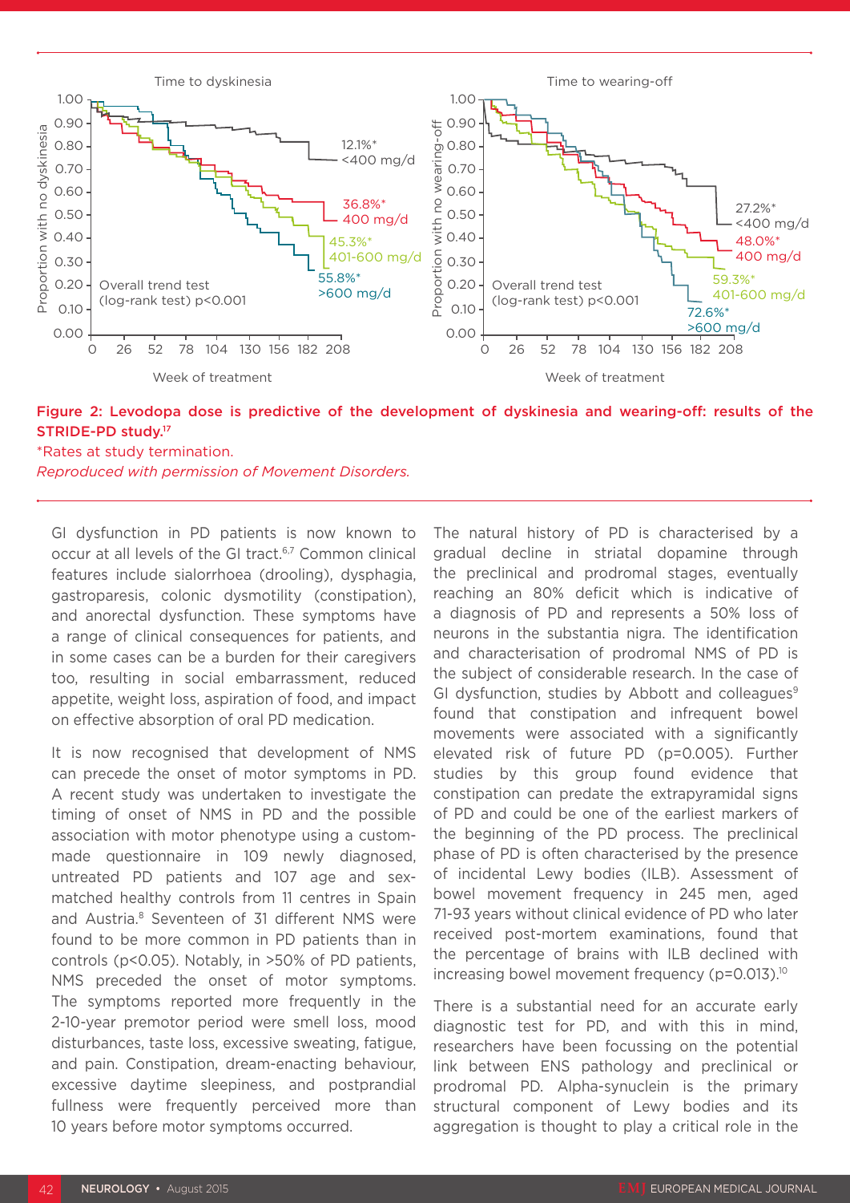**Figure 2: Levodopa dose is predictive of the development of dyskinesia and wearing-off: results of the STRIDE-PD study.[17]**
*Rates at study termination.
*Reproduced with permission of Movement Disorders.*

GI dysfunction in PD patients is now known to occur at all levels of the GI tract.[6,7] Common clinical features include sialorrhoea (drooling), dysphagia, gastroparesis, colonic dysmotility (constipation), and anorectal dysfunction. These symptoms have a range of clinical consequences for patients, and in some cases can be a burden for their caregivers too, resulting in social embarrassment, reduced appetite, weight loss, aspiration of food, and impact on effective absorption of oral PD medication.

It is now recognised that development of NMS can precede the onset of motor symptoms in PD. A recent study was undertaken to investigate the timing of onset of NMS in PD and the possible association with motor phenotype using a custom-made questionnaire in 109 newly diagnosed, untreated PD patients and 107 age and sex-matched healthy controls from 11 centres in Spain and Austria.[8] Seventeen of 31 different NMS were found to be more common in PD patients than in controls ($p<0.05$). Notably, in >50% of PD patients, NMS preceded the onset of motor symptoms. The symptoms reported more frequently in the 2-10-year premotor period were smell loss, mood disturbances, taste loss, excessive sweating, fatigue, and pain. Constipation, dream-enacting behaviour, excessive daytime sleepiness, and postprandial fullness were frequently perceived more than 10 years before motor symptoms occurred.

The natural history of PD is characterised by a gradual decline in striatal dopamine through the preclinical and prodromal stages, eventually reaching an 80% deficit which is indicative of a diagnosis of PD and represents a 50% loss of neurons in the substantia nigra. The identification and characterisation of prodromal NMS of PD is the subject of considerable research. In the case of GI dysfunction, studies by Abbott and colleagues[9] found that constipation and infrequent bowel movements were associated with a significantly elevated risk of future PD ($p=0.005$). Further studies by this group found evidence that constipation can predate the extrapyramidal signs of PD and could be one of the earliest markers of the beginning of the PD process. The preclinical phase of PD is often characterised by the presence of incidental Lewy bodies (ILB). Assessment of bowel movement frequency in 245 men, aged 71-93 years without clinical evidence of PD who later received post-mortem examinations, found that the percentage of brains with ILB declined with increasing bowel movement frequency ($p=0.013$).[10]

There is a substantial need for an accurate early diagnostic test for PD, and with this in mind, researchers have been focussing on the potential link between ENS pathology and preclinical or prodromal PD. Alpha-synuclein is the primary structural component of Lewy bodies and its aggregation is thought to play a critical role in the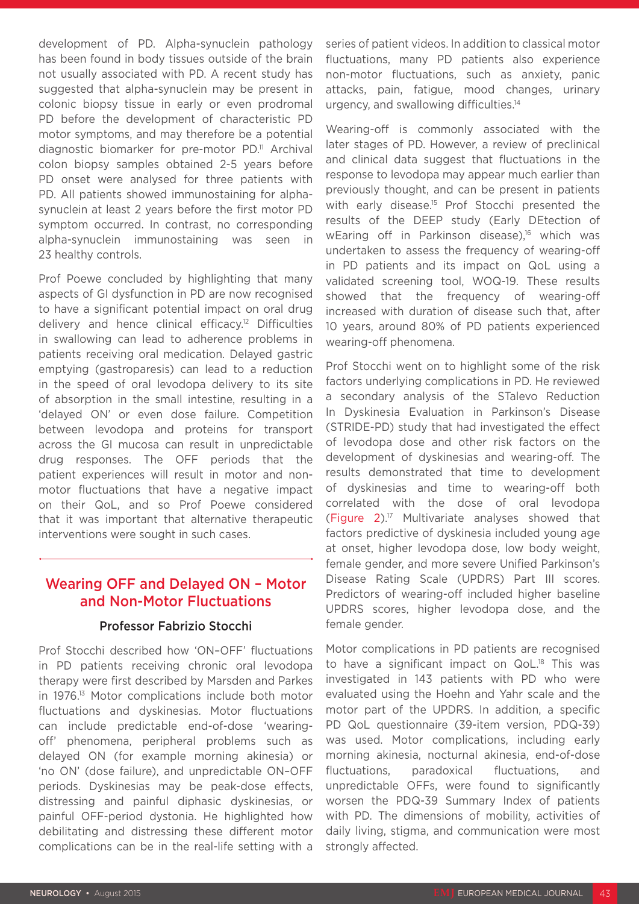development of PD. Alpha-synuclein pathology has been found in body tissues outside of the brain not usually associated with PD. A recent study has suggested that alpha-synuclein may be present in colonic biopsy tissue in early or even prodromal PD before the development of characteristic PD motor symptoms, and may therefore be a potential diagnostic biomarker for pre-motor PD.[11] Archival colon biopsy samples obtained 2-5 years before PD onset were analysed for three patients with PD. All patients showed immunostaining for alpha-synuclein at least 2 years before the first motor PD symptom occurred. In contrast, no corresponding alpha-synuclein immunostaining was seen in 23 healthy controls.

Prof Poewe concluded by highlighting that many aspects of GI dysfunction in PD are now recognised to have a significant potential impact on oral drug delivery and hence clinical efficacy.[12] Difficulties in swallowing can lead to adherence problems in patients receiving oral medication. Delayed gastric emptying (gastroparesis) can lead to a reduction in the speed of oral levodopa delivery to its site of absorption in the small intestine, resulting in a 'delayed ON' or even dose failure. Competition between levodopa and proteins for transport across the GI mucosa can result in unpredictable drug responses. The OFF periods that the patient experiences will result in motor and non-motor fluctuations that have a negative impact on their QoL, and so Prof Poewe considered that it was important that alternative therapeutic interventions were sought in such cases.

## Wearing OFF and Delayed ON – Motor and Non-Motor Fluctuations

### Professor Fabrizio Stocchi

Prof Stocchi described how 'ON–OFF' fluctuations in PD patients receiving chronic oral levodopa therapy were first described by Marsden and Parkes in 1976.[13] Motor complications include both motor fluctuations and dyskinesias. Motor fluctuations can include predictable end-of-dose 'wearing-off' phenomena, peripheral problems such as delayed ON (for example morning akinesia) or 'no ON' (dose failure), and unpredictable ON–OFF periods. Dyskinesias may be peak-dose effects, distressing and painful diphasic dyskinesias, or painful OFF-period dystonia. He highlighted how debilitating and distressing these different motor complications can be in the real-life setting with a series of patient videos. In addition to classical motor fluctuations, many PD patients also experience non-motor fluctuations, such as anxiety, panic attacks, pain, fatigue, mood changes, urinary urgency, and swallowing difficulties.[14]

Wearing-off is commonly associated with the later stages of PD. However, a review of preclinical and clinical data suggest that fluctuations in the response to levodopa may appear much earlier than previously thought, and can be present in patients with early disease.[15] Prof Stocchi presented the results of the DEEP study (Early DEtection of wEaring off in Parkinson disease),[16] which was undertaken to assess the frequency of wearing-off in PD patients and its impact on QoL using a validated screening tool, WOQ-19. These results showed that the frequency of wearing-off increased with duration of disease such that, after 10 years, around 80% of PD patients experienced wearing-off phenomena.

Prof Stocchi went on to highlight some of the risk factors underlying complications in PD. He reviewed a secondary analysis of the STalevo Reduction In Dyskinesia Evaluation in Parkinson's Disease (STRIDE-PD) study that had investigated the effect of levodopa dose and other risk factors on the development of dyskinesias and wearing-off. The results demonstrated that time to development of dyskinesias and time to wearing-off both correlated with the dose of oral levodopa (Figure 2).[17] Multivariate analyses showed that factors predictive of dyskinesia included young age at onset, higher levodopa dose, low body weight, female gender, and more severe Unified Parkinson's Disease Rating Scale (UPDRS) Part III scores. Predictors of wearing-off included higher baseline UPDRS scores, higher levodopa dose, and the female gender.

Motor complications in PD patients are recognised to have a significant impact on QoL.[18] This was investigated in 143 patients with PD who were evaluated using the Hoehn and Yahr scale and the motor part of the UPDRS. In addition, a specific PD QoL questionnaire (39-item version, PDQ-39) was used. Motor complications, including early morning akinesia, nocturnal akinesia, end-of-dose fluctuations, paradoxical fluctuations, and unpredictable OFFs, were found to significantly worsen the PDQ-39 Summary Index of patients with PD. The dimensions of mobility, activities of daily living, stigma, and communication were most strongly affected.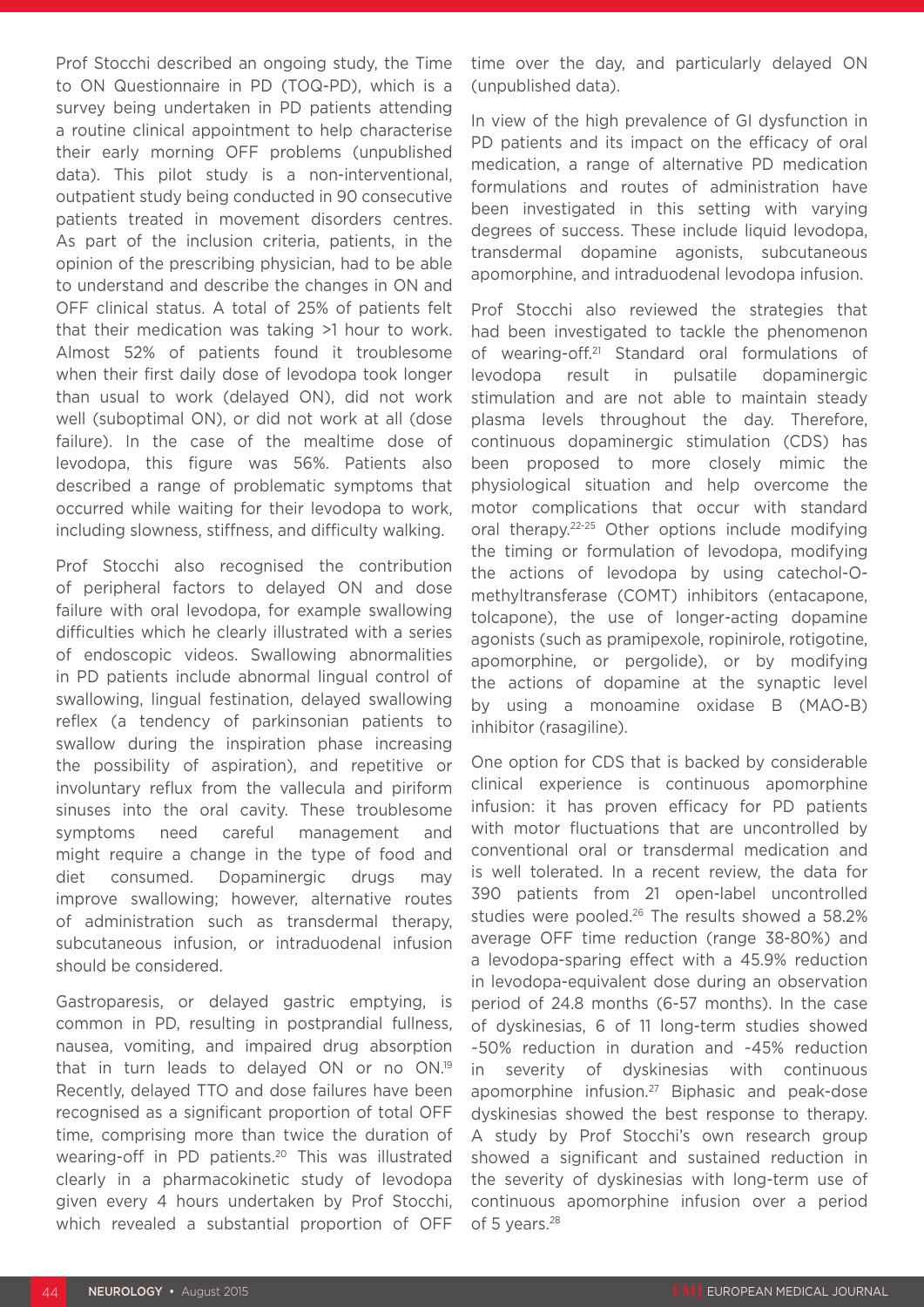Prof Stocchi described an ongoing study, the Time to ON Questionnaire in PD (TOQ-PD), which is a survey being undertaken in PD patients attending a routine clinical appointment to help characterise their early morning OFF problems (unpublished data). This pilot study is a non-interventional, outpatient study being conducted in 90 consecutive patients treated in movement disorders centres. As part of the inclusion criteria, patients, in the opinion of the prescribing physician, had to be able to understand and describe the changes in ON and OFF clinical status. A total of 25% of patients felt that their medication was taking >1 hour to work. Almost 52% of patients found it troublesome when their first daily dose of levodopa took longer than usual to work (delayed ON), did not work well (suboptimal ON), or did not work at all (dose failure). In the case of the mealtime dose of levodopa, this figure was 56%. Patients also described a range of problematic symptoms that occurred while waiting for their levodopa to work, including slowness, stiffness, and difficulty walking.

Prof Stocchi also recognised the contribution of peripheral factors to delayed ON and dose failure with oral levodopa, for example swallowing difficulties which he clearly illustrated with a series of endoscopic videos. Swallowing abnormalities in PD patients include abnormal lingual control of swallowing, lingual festination, delayed swallowing reflex (a tendency of parkinsonian patients to swallow during the inspiration phase increasing the possibility of aspiration), and repetitive or involuntary reflux from the vallecula and piriform sinuses into the oral cavity. These troublesome symptoms need careful management and might require a change in the type of food and diet consumed. Dopaminergic drugs may improve swallowing; however, alternative routes of administration such as transdermal therapy, subcutaneous infusion, or intraduodenal infusion should be considered.

Gastroparesis, or delayed gastric emptying, is common in PD, resulting in postprandial fullness, nausea, vomiting, and impaired drug absorption that in turn leads to delayed ON or no ON.[19] Recently, delayed TTO and dose failures have been recognised as a significant proportion of total OFF time, comprising more than twice the duration of wearing-off in PD patients.[20] This was illustrated clearly in a pharmacokinetic study of levodopa given every 4 hours undertaken by Prof Stocchi, which revealed a substantial proportion of OFF time over the day, and particularly delayed ON (unpublished data).

In view of the high prevalence of GI dysfunction in PD patients and its impact on the efficacy of oral medication, a range of alternative PD medication formulations and routes of administration have been investigated in this setting with varying degrees of success. These include liquid levodopa, transdermal dopamine agonists, subcutaneous apomorphine, and intraduodenal levodopa infusion.

Prof Stocchi also reviewed the strategies that had been investigated to tackle the phenomenon of wearing-off.[21] Standard oral formulations of levodopa result in pulsatile dopaminergic stimulation and are not able to maintain steady plasma levels throughout the day. Therefore, continuous dopaminergic stimulation (CDS) has been proposed to more closely mimic the physiological situation and help overcome the motor complications that occur with standard oral therapy.[22-25] Other options include modifying the timing or formulation of levodopa, modifying the actions of levodopa by using catechol-O-methyltransferase (COMT) inhibitors (entacapone, tolcapone), the use of longer-acting dopamine agonists (such as pramipexole, ropinirole, rotigotine, apomorphine, or pergolide), or by modifying the actions of dopamine at the synaptic level by using a monoamine oxidase B (MAO-B) inhibitor (rasagiline).

One option for CDS that is backed by considerable clinical experience is continuous apomorphine infusion: it has proven efficacy for PD patients with motor fluctuations that are uncontrolled by conventional oral or transdermal medication and is well tolerated. In a recent review, the data for 390 patients from 21 open-label uncontrolled studies were pooled.[26] The results showed a 58.2% average OFF time reduction (range 38-80%) and a levodopa-sparing effect with a 45.9% reduction in levodopa-equivalent dose during an observation period of 24.8 months (6-57 months). In the case of dyskinesias, 6 of 11 long-term studies showed ~50% reduction in duration and ~45% reduction in severity of dyskinesias with continuous apomorphine infusion.[27] Biphasic and peak-dose dyskinesias showed the best response to therapy. A study by Prof Stocchi's own research group showed a significant and sustained reduction in the severity of dyskinesias with long-term use of continuous apomorphine infusion over a period of 5 years.[28]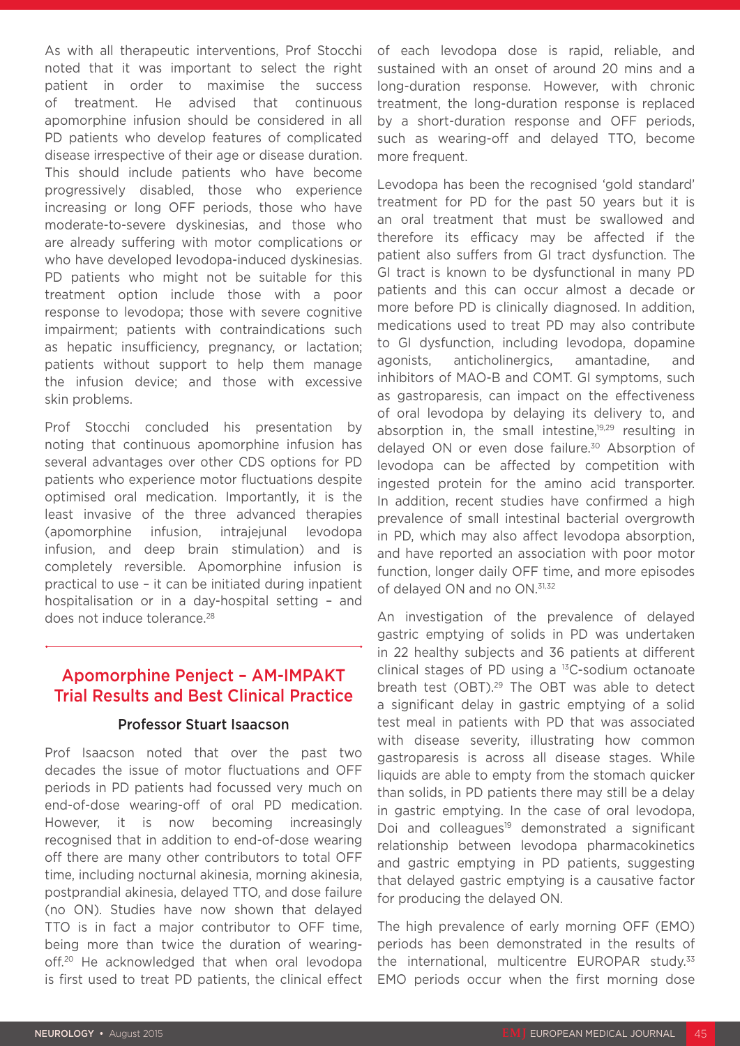As with all therapeutic interventions, Prof Stocchi noted that it was important to select the right patient in order to maximise the success of treatment. He advised that continuous apomorphine infusion should be considered in all PD patients who develop features of complicated disease irrespective of their age or disease duration. This should include patients who have become progressively disabled, those who experience increasing or long OFF periods, those who have moderate-to-severe dyskinesias, and those who are already suffering with motor complications or who have developed levodopa-induced dyskinesias. PD patients who might not be suitable for this treatment option include those with a poor response to levodopa; those with severe cognitive impairment; patients with contraindications such as hepatic insufficiency, pregnancy, or lactation; patients without support to help them manage the infusion device; and those with excessive skin problems.

Prof Stocchi concluded his presentation by noting that continuous apomorphine infusion has several advantages over other CDS options for PD patients who experience motor fluctuations despite optimised oral medication. Importantly, it is the least invasive of the three advanced therapies (apomorphine infusion, intrajejunal levodopa infusion, and deep brain stimulation) and is completely reversible. Apomorphine infusion is practical to use – it can be initiated during inpatient hospitalisation or in a day-hospital setting – and does not induce tolerance.[28]

## Apomorphine Penject – AM-IMPAKT Trial Results and Best Clinical Practice

### Professor Stuart Isaacson

Prof Isaacson noted that over the past two decades the issue of motor fluctuations and OFF periods in PD patients had focussed very much on end-of-dose wearing-off of oral PD medication. However, it is now becoming increasingly recognised that in addition to end-of-dose wearing off there are many other contributors to total OFF time, including nocturnal akinesia, morning akinesia, postprandial akinesia, delayed TTO, and dose failure (no ON). Studies have now shown that delayed TTO is in fact a major contributor to OFF time, being more than twice the duration of wearing-off.[20] He acknowledged that when oral levodopa is first used to treat PD patients, the clinical effect of each levodopa dose is rapid, reliable, and sustained with an onset of around 20 mins and a long-duration response. However, with chronic treatment, the long-duration response is replaced by a short-duration response and OFF periods, such as wearing-off and delayed TTO, become more frequent.

Levodopa has been the recognised 'gold standard' treatment for PD for the past 50 years but it is an oral treatment that must be swallowed and therefore its efficacy may be affected if the patient also suffers from GI tract dysfunction. The GI tract is known to be dysfunctional in many PD patients and this can occur almost a decade or more before PD is clinically diagnosed. In addition, medications used to treat PD may also contribute to GI dysfunction, including levodopa, dopamine agonists, anticholinergics, amantadine, and inhibitors of MAO-B and COMT. GI symptoms, such as gastroparesis, can impact on the effectiveness of oral levodopa by delaying its delivery to, and absorption in, the small intestine,[19,29] resulting in delayed ON or even dose failure.[30] Absorption of levodopa can be affected by competition with ingested protein for the amino acid transporter. In addition, recent studies have confirmed a high prevalence of small intestinal bacterial overgrowth in PD, which may also affect levodopa absorption, and have reported an association with poor motor function, longer daily OFF time, and more episodes of delayed ON and no ON.[31,32]

An investigation of the prevalence of delayed gastric emptying of solids in PD was undertaken in 22 healthy subjects and 36 patients at different clinical stages of PD using a $^{13}$C-sodium octanoate breath test (OBT).[29] The OBT was able to detect a significant delay in gastric emptying of a solid test meal in patients with PD that was associated with disease severity, illustrating how common gastroparesis is across all disease stages. While liquids are able to empty from the stomach quicker than solids, in PD patients there may still be a delay in gastric emptying. In the case of oral levodopa, Doi and colleagues[19] demonstrated a significant relationship between levodopa pharmacokinetics and gastric emptying in PD patients, suggesting that delayed gastric emptying is a causative factor for producing the delayed ON.

The high prevalence of early morning OFF (EMO) periods has been demonstrated in the results of the international, multicentre EUROPAR study.[33] EMO periods occur when the first morning dose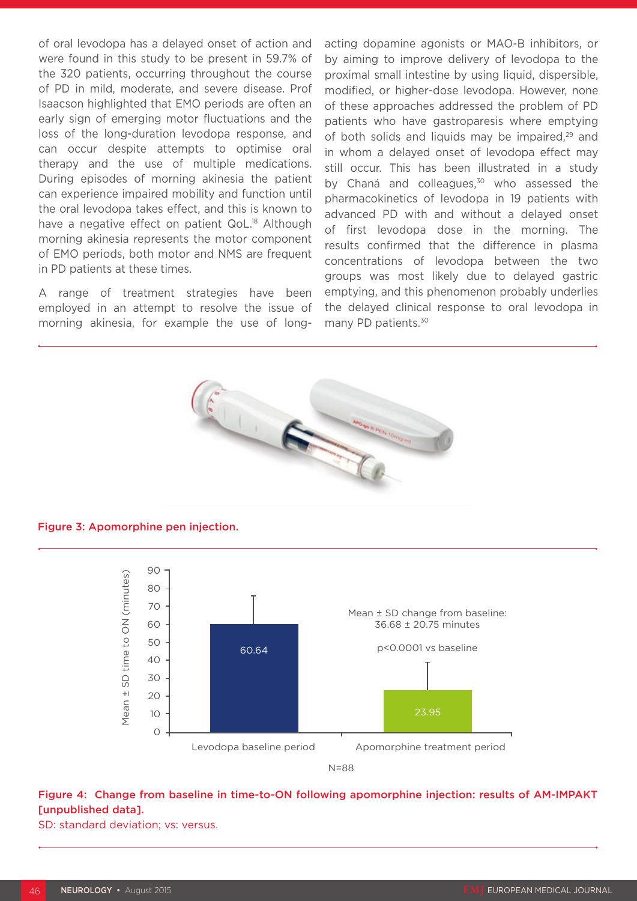of oral levodopa has a delayed onset of action and were found in this study to be present in 59.7% of the 320 patients, occurring throughout the course of PD in mild, moderate, and severe disease. Prof Isaacson highlighted that EMO periods are often an early sign of emerging motor fluctuations and the loss of the long-duration levodopa response, and can occur despite attempts to optimise oral therapy and the use of multiple medications. During episodes of morning akinesia the patient can experience impaired mobility and function until the oral levodopa takes effect, and this is known to have a negative effect on patient QoL.[18] Although morning akinesia represents the motor component of EMO periods, both motor and NMS are frequent in PD patients at these times.

A range of treatment strategies have been employed in an attempt to resolve the issue of morning akinesia, for example the use of long-acting dopamine agonists or MAO-B inhibitors, or by aiming to improve delivery of levodopa to the proximal small intestine by using liquid, dispersible, modified, or higher-dose levodopa. However, none of these approaches addressed the problem of PD patients who have gastroparesis where emptying of both solids and liquids may be impaired,[29] and in whom a delayed onset of levodopa effect may still occur. This has been illustrated in a study by Chaná and colleagues,[30] who assessed the pharmacokinetics of levodopa in 19 patients with advanced PD with and without a delayed onset of first levodopa dose in the morning. The results confirmed that the difference in plasma concentrations of levodopa between the two groups was most likely due to delayed gastric emptying, and this phenomenon probably underlies the delayed clinical response to oral levodopa in many PD patients.[30]

Figure 3: Apomorphine pen injection.

| | Levodopa baseline period | Apomorphine treatment period |
|---|---|---|
| Mean ± SD time to ON (minutes) | 60.64 | 23.95 |

Mean ± SD change from baseline: 36.68 ± 20.75 minutes

p<0.0001 vs baseline

N=88

Figure 4: Change from baseline in time-to-ON following apomorphine injection: results of AM-IMPAKT [unpublished data].

SD: standard deviation; vs: versus.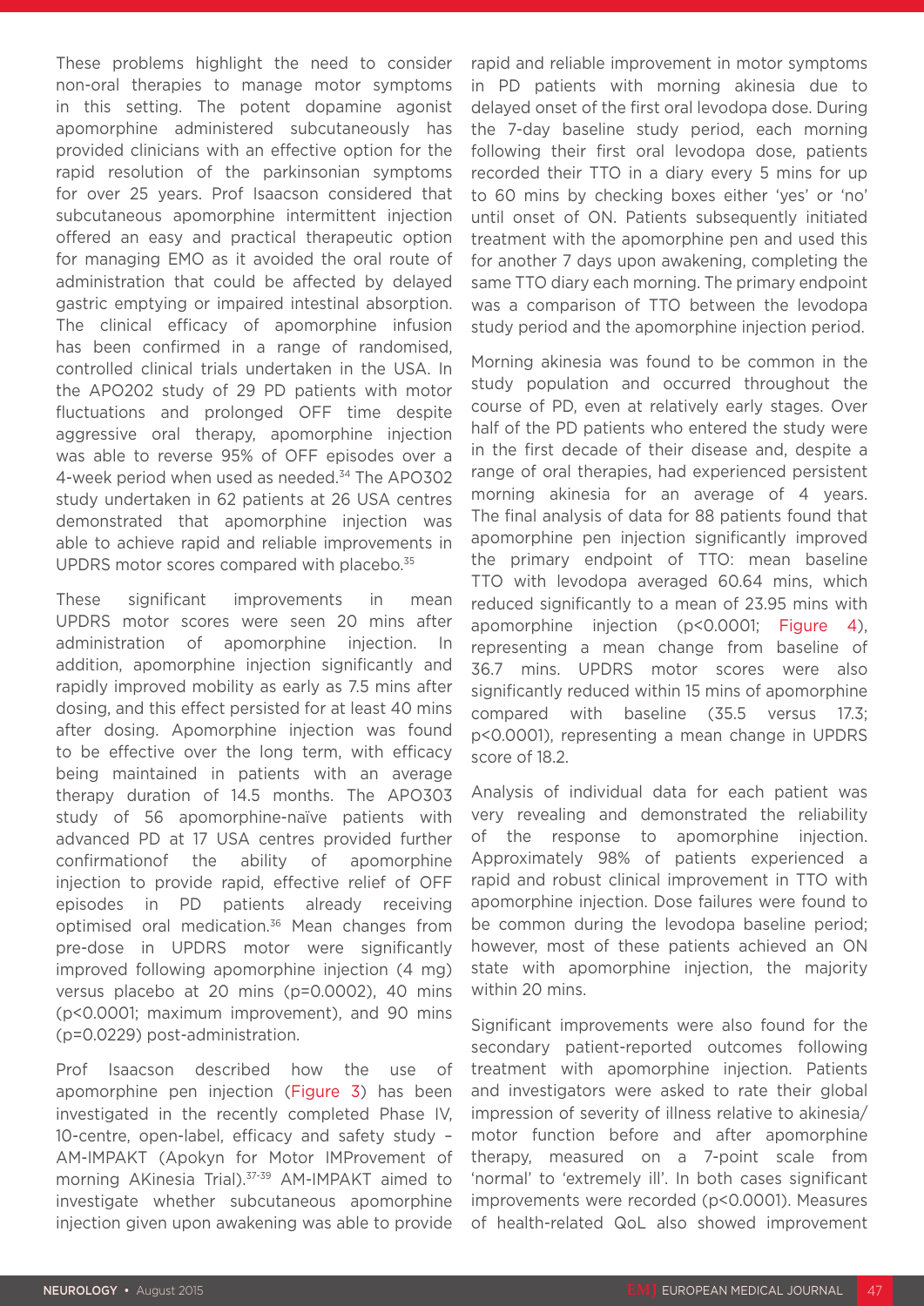These problems highlight the need to consider non-oral therapies to manage motor symptoms in this setting. The potent dopamine agonist apomorphine administered subcutaneously has provided clinicians with an effective option for the rapid resolution of the parkinsonian symptoms for over 25 years. Prof Isaacson considered that subcutaneous apomorphine intermittent injection offered an easy and practical therapeutic option for managing EMO as it avoided the oral route of administration that could be affected by delayed gastric emptying or impaired intestinal absorption. The clinical efficacy of apomorphine infusion has been confirmed in a range of randomised, controlled clinical trials undertaken in the USA. In the APO202 study of 29 PD patients with motor fluctuations and prolonged OFF time despite aggressive oral therapy, apomorphine injection was able to reverse 95% of OFF episodes over a 4-week period when used as needed.[34] The APO302 study undertaken in 62 patients at 26 USA centres demonstrated that apomorphine injection was able to achieve rapid and reliable improvements in UPDRS motor scores compared with placebo.[35]

These significant improvements in mean UPDRS motor scores were seen 20 mins after administration of apomorphine injection. In addition, apomorphine injection significantly and rapidly improved mobility as early as 7.5 mins after dosing, and this effect persisted for at least 40 mins after dosing. Apomorphine injection was found to be effective over the long term, with efficacy being maintained in patients with an average therapy duration of 14.5 months. The APO303 study of 56 apomorphine-naïve patients with advanced PD at 17 USA centres provided further confirmationof the ability of apomorphine injection to provide rapid, effective relief of OFF episodes in PD patients already receiving optimised oral medication.[36] Mean changes from pre-dose in UPDRS motor were significantly improved following apomorphine injection (4 mg) versus placebo at 20 mins ($p=0.0002$), 40 mins ($p<0.0001$; maximum improvement), and 90 mins ($p=0.0229$) post-administration.

Prof Isaacson described how the use of apomorphine pen injection (Figure 3) has been investigated in the recently completed Phase IV, 10-centre, open-label, efficacy and safety study – AM-IMPAKT (Apokyn for Motor IMProvement of morning AKinesia Trial).[37-39] AM-IMPAKT aimed to investigate whether subcutaneous apomorphine injection given upon awakening was able to provide rapid and reliable improvement in motor symptoms in PD patients with morning akinesia due to delayed onset of the first oral levodopa dose. During the 7-day baseline study period, each morning following their first oral levodopa dose, patients recorded their TTO in a diary every 5 mins for up to 60 mins by checking boxes either 'yes' or 'no' until onset of ON. Patients subsequently initiated treatment with the apomorphine pen and used this for another 7 days upon awakening, completing the same TTO diary each morning. The primary endpoint was a comparison of TTO between the levodopa study period and the apomorphine injection period.

Morning akinesia was found to be common in the study population and occurred throughout the course of PD, even at relatively early stages. Over half of the PD patients who entered the study were in the first decade of their disease and, despite a range of oral therapies, had experienced persistent morning akinesia for an average of 4 years. The final analysis of data for 88 patients found that apomorphine pen injection significantly improved the primary endpoint of TTO: mean baseline TTO with levodopa averaged 60.64 mins, which reduced significantly to a mean of 23.95 mins with apomorphine injection ($p<0.0001$; Figure 4), representing a mean change from baseline of 36.7 mins. UPDRS motor scores were also significantly reduced within 15 mins of apomorphine compared with baseline (35.5 versus 17.3; $p<0.0001$), representing a mean change in UPDRS score of 18.2.

Analysis of individual data for each patient was very revealing and demonstrated the reliability of the response to apomorphine injection. Approximately 98% of patients experienced a rapid and robust clinical improvement in TTO with apomorphine injection. Dose failures were found to be common during the levodopa baseline period; however, most of these patients achieved an ON state with apomorphine injection, the majority within 20 mins.

Significant improvements were also found for the secondary patient-reported outcomes following treatment with apomorphine injection. Patients and investigators were asked to rate their global impression of severity of illness relative to akinesia/motor function before and after apomorphine therapy, measured on a 7-point scale from 'normal' to 'extremely ill'. In both cases significant improvements were recorded ($p<0.0001$). Measures of health-related QoL also showed improvement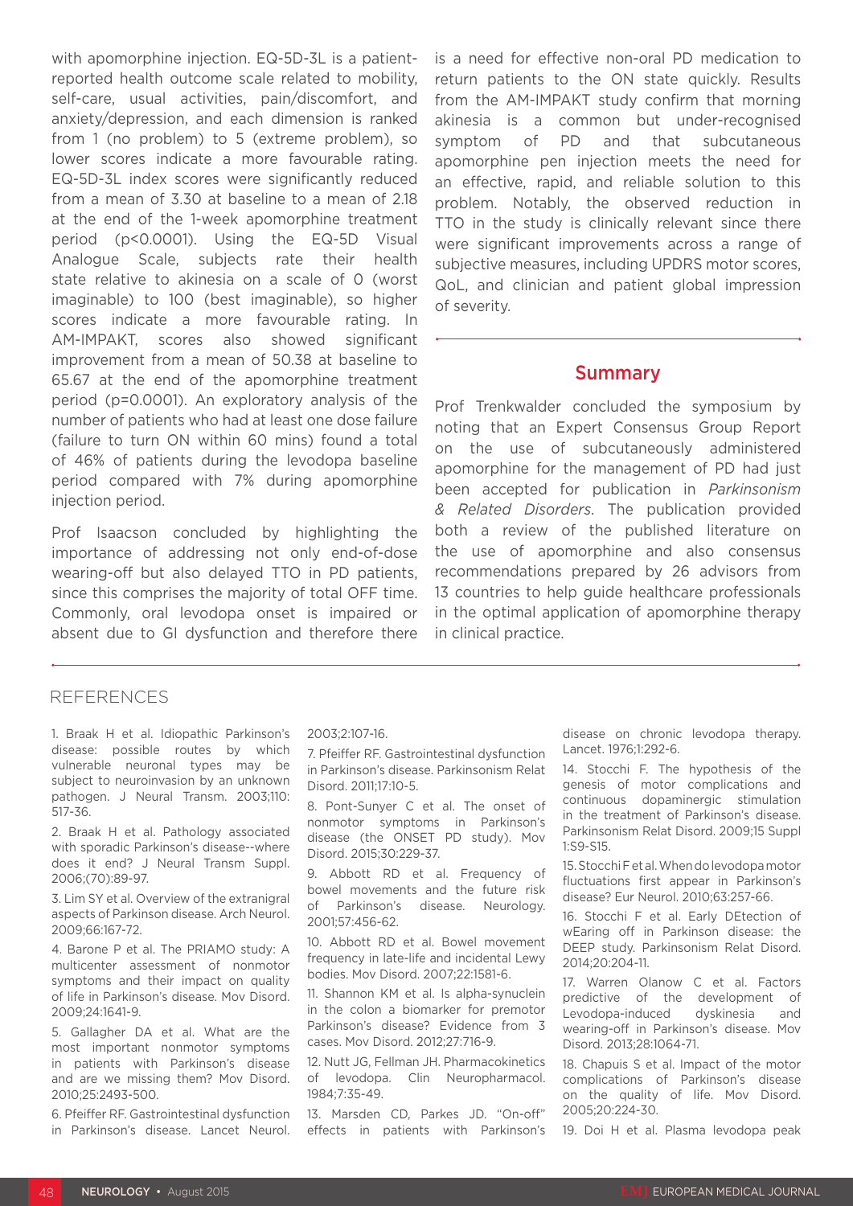with apomorphine injection. EQ-5D-3L is a patient-reported health outcome scale related to mobility, self-care, usual activities, pain/discomfort, and anxiety/depression, and each dimension is ranked from 1 (no problem) to 5 (extreme problem), so lower scores indicate a more favourable rating. EQ-5D-3L index scores were significantly reduced from a mean of 3.30 at baseline to a mean of 2.18 at the end of the 1-week apomorphine treatment period ($p<0.0001$). Using the EQ-5D Visual Analogue Scale, subjects rate their health state relative to akinesia on a scale of 0 (worst imaginable) to 100 (best imaginable), so higher scores indicate a more favourable rating. In AM-IMPAKT, scores also showed significant improvement from a mean of 50.38 at baseline to 65.67 at the end of the apomorphine treatment period ($p=0.0001$). An exploratory analysis of the number of patients who had at least one dose failure (failure to turn ON within 60 mins) found a total of 46% of patients during the levodopa baseline period compared with 7% during apomorphine injection period.

Prof Isaacson concluded by highlighting the importance of addressing not only end-of-dose wearing-off but also delayed TTO in PD patients, since this comprises the majority of total OFF time. Commonly, oral levodopa onset is impaired or absent due to GI dysfunction and therefore there is a need for effective non-oral PD medication to return patients to the ON state quickly. Results from the AM-IMPAKT study confirm that morning akinesia is a common but under-recognised symptom of PD and that subcutaneous apomorphine pen injection meets the need for an effective, rapid, and reliable solution to this problem. Notably, the observed reduction in TTO in the study is clinically relevant since there were significant improvements across a range of subjective measures, including UPDRS motor scores, QoL, and clinician and patient global impression of severity.

## Summary

Prof Trenkwalder concluded the symposium by noting that an Expert Consensus Group Report on the use of subcutaneously administered apomorphine for the management of PD had just been accepted for publication in *Parkinsonism & Related Disorders*. The publication provided both a review of the published literature on the use of apomorphine and also consensus recommendations prepared by 26 advisors from 13 countries to help guide healthcare professionals in the optimal application of apomorphine therapy in clinical practice.

## REFERENCES

1. Braak H et al. Idiopathic Parkinson's disease: possible routes by which vulnerable neuronal types may be subject to neuroinvasion by an unknown pathogen. J Neural Transm. 2003;110:517-36.

2. Braak H et al. Pathology associated with sporadic Parkinson's disease--where does it end? J Neural Transm Suppl. 2006;(70):89-97.

3. Lim SY et al. Overview of the extranigral aspects of Parkinson disease. Arch Neurol. 2009;66:167-72.

4. Barone P et al. The PRIAMO study: A multicenter assessment of nonmotor symptoms and their impact on quality of life in Parkinson's disease. Mov Disord. 2009;24:1641-9.

5. Gallagher DA et al. What are the most important nonmotor symptoms in patients with Parkinson's disease and are we missing them? Mov Disord. 2010;25:2493-500.

6. Pfeiffer RF. Gastrointestinal dysfunction in Parkinson's disease. Lancet Neurol. 2003;2:107-16.

7. Pfeiffer RF. Gastrointestinal dysfunction in Parkinson's disease. Parkinsonism Relat Disord. 2011;17:10-5.

8. Pont-Sunyer C et al. The onset of nonmotor symptoms in Parkinson's disease (the ONSET PD study). Mov Disord. 2015;30:229-37.

9. Abbott RD et al. Frequency of bowel movements and the future risk of Parkinson's disease. Neurology. 2001;57:456-62.

10. Abbott RD et al. Bowel movement frequency in late-life and incidental Lewy bodies. Mov Disord. 2007;22:1581-6.

11. Shannon KM et al. Is alpha-synuclein in the colon a biomarker for premotor Parkinson's disease? Evidence from 3 cases. Mov Disord. 2012;27:716-9.

12. Nutt JG, Fellman JH. Pharmacokinetics of levodopa. Clin Neuropharmacol. 1984;7:35-49.

13. Marsden CD, Parkes JD. "On-off" effects in patients with Parkinson's disease on chronic levodopa therapy. Lancet. 1976;1:292-6.

14. Stocchi F. The hypothesis of the genesis of motor complications and continuous dopaminergic stimulation in the treatment of Parkinson's disease. Parkinsonism Relat Disord. 2009;15 Suppl 1:S9-S15.

15. Stocchi F et al. When do levodopa motor fluctuations first appear in Parkinson's disease? Eur Neurol. 2010;63:257-66.

16. Stocchi F et al. Early DEtection of wEaring off in Parkinson disease: the DEEP study. Parkinsonism Relat Disord. 2014;20:204-11.

17. Warren Olanow C et al. Factors predictive of the development of Levodopa-induced dyskinesia and wearing-off in Parkinson's disease. Mov Disord. 2013;28:1064-71.

18. Chapuis S et al. Impact of the motor complications of Parkinson's disease on the quality of life. Mov Disord. 2005;20:224-30.

19. Doi H et al. Plasma levodopa peak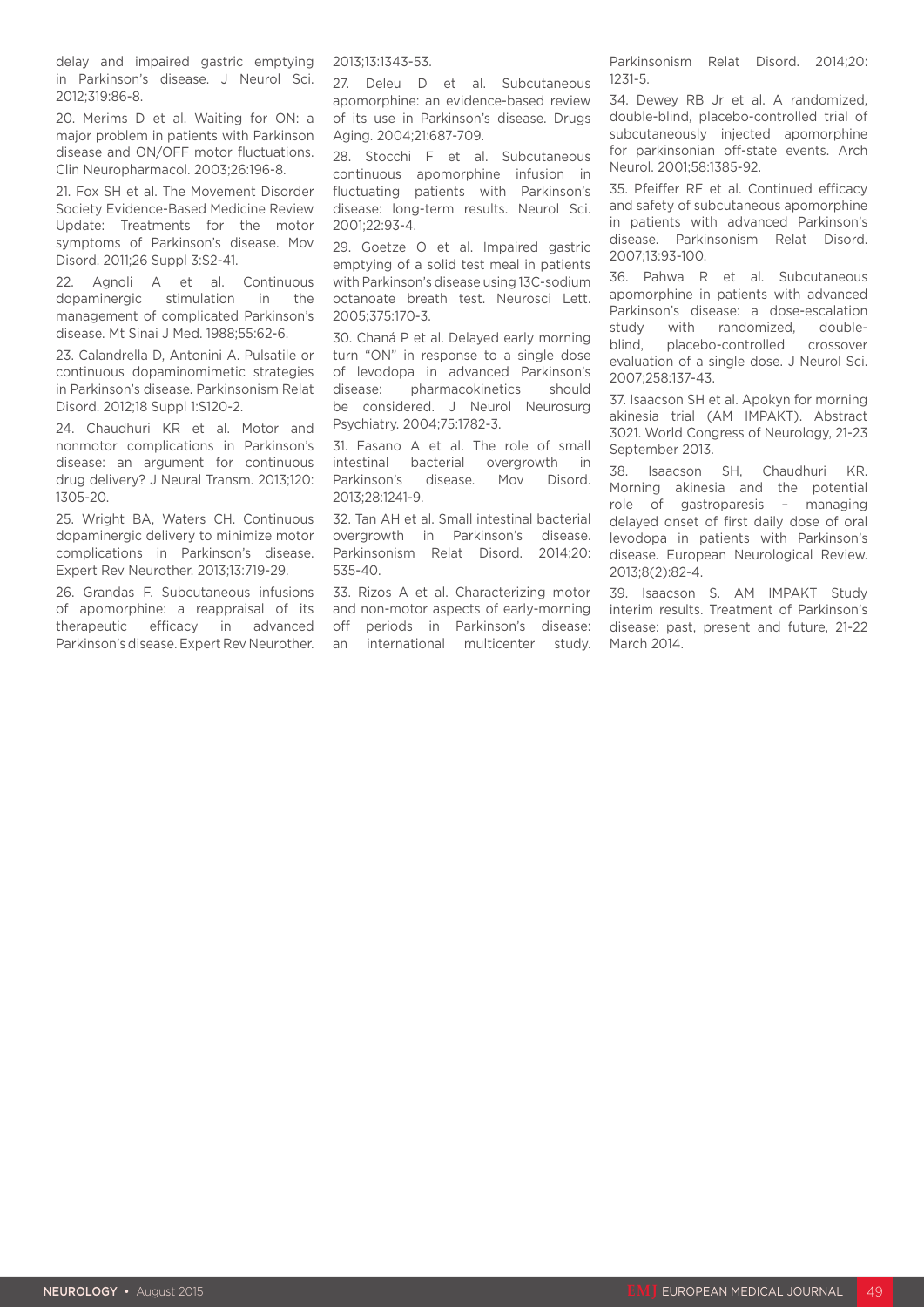delay and impaired gastric emptying in Parkinson's disease. J Neurol Sci. 2012;319:86-8.

20. Merims D et al. Waiting for ON: a major problem in patients with Parkinson disease and ON/OFF motor fluctuations. Clin Neuropharmacol. 2003;26:196-8.

21. Fox SH et al. The Movement Disorder Society Evidence-Based Medicine Review Update: Treatments for the motor symptoms of Parkinson's disease. Mov Disord. 2011;26 Suppl 3:S2-41.

22. Agnoli A et al. Continuous dopaminergic stimulation in the management of complicated Parkinson's disease. Mt Sinai J Med. 1988;55:62-6.

23. Calandrella D, Antonini A. Pulsatile or continuous dopaminomimetic strategies in Parkinson's disease. Parkinsonism Relat Disord. 2012;18 Suppl 1:S120-2.

24. Chaudhuri KR et al. Motor and nonmotor complications in Parkinson's disease: an argument for continuous drug delivery? J Neural Transm. 2013;120: 1305-20.

25. Wright BA, Waters CH. Continuous dopaminergic delivery to minimize motor complications in Parkinson's disease. Expert Rev Neurother. 2013;13:719-29.

26. Grandas F. Subcutaneous infusions of apomorphine: a reappraisal of its therapeutic efficacy in advanced Parkinson's disease. Expert Rev Neurother. 2013;13:1343-53.

27. Deleu D et al. Subcutaneous apomorphine: an evidence-based review of its use in Parkinson's disease. Drugs Aging. 2004;21:687-709.

28. Stocchi F et al. Subcutaneous continuous apomorphine infusion in fluctuating patients with Parkinson's disease: long-term results. Neurol Sci. 2001;22:93-4.

29. Goetze O et al. Impaired gastric emptying of a solid test meal in patients with Parkinson's disease using 13C-sodium octanoate breath test. Neurosci Lett. 2005;375:170-3.

30. Chaná P et al. Delayed early morning turn "ON" in response to a single dose of levodopa in advanced Parkinson's disease: pharmacokinetics should be considered. J Neurol Neurosurg Psychiatry. 2004;75:1782-3.

31. Fasano A et al. The role of small intestinal bacterial overgrowth in Parkinson's disease. Mov Disord. 2013;28:1241-9.

32. Tan AH et al. Small intestinal bacterial overgrowth in Parkinson's disease. Parkinsonism Relat Disord. 2014;20: 535-40.

33. Rizos A et al. Characterizing motor and non-motor aspects of early-morning off periods in Parkinson's disease: an international multicenter study. Parkinsonism Relat Disord. 2014;20: 1231-5.

34. Dewey RB Jr et al. A randomized, double-blind, placebo-controlled trial of subcutaneously injected apomorphine for parkinsonian off-state events. Arch Neurol. 2001;58:1385-92.

35. Pfeiffer RF et al. Continued efficacy and safety of subcutaneous apomorphine in patients with advanced Parkinson's disease. Parkinsonism Relat Disord. 2007;13:93-100.

36. Pahwa R et al. Subcutaneous apomorphine in patients with advanced Parkinson's disease: a dose-escalation study with randomized, double-blind, placebo-controlled crossover evaluation of a single dose. J Neurol Sci. 2007;258:137-43.

37. Isaacson SH et al. Apokyn for morning akinesia trial (AM IMPAKT). Abstract 3021. World Congress of Neurology, 21-23 September 2013.

38. Isaacson SH, Chaudhuri KR. Morning akinesia and the potential role of gastroparesis – managing delayed onset of first daily dose of oral levodopa in patients with Parkinson's disease. European Neurological Review. 2013;8(2):82-4.

39. Isaacson S. AM IMPAKT Study interim results. Treatment of Parkinson's disease: past, present and future, 21-22 March 2014.